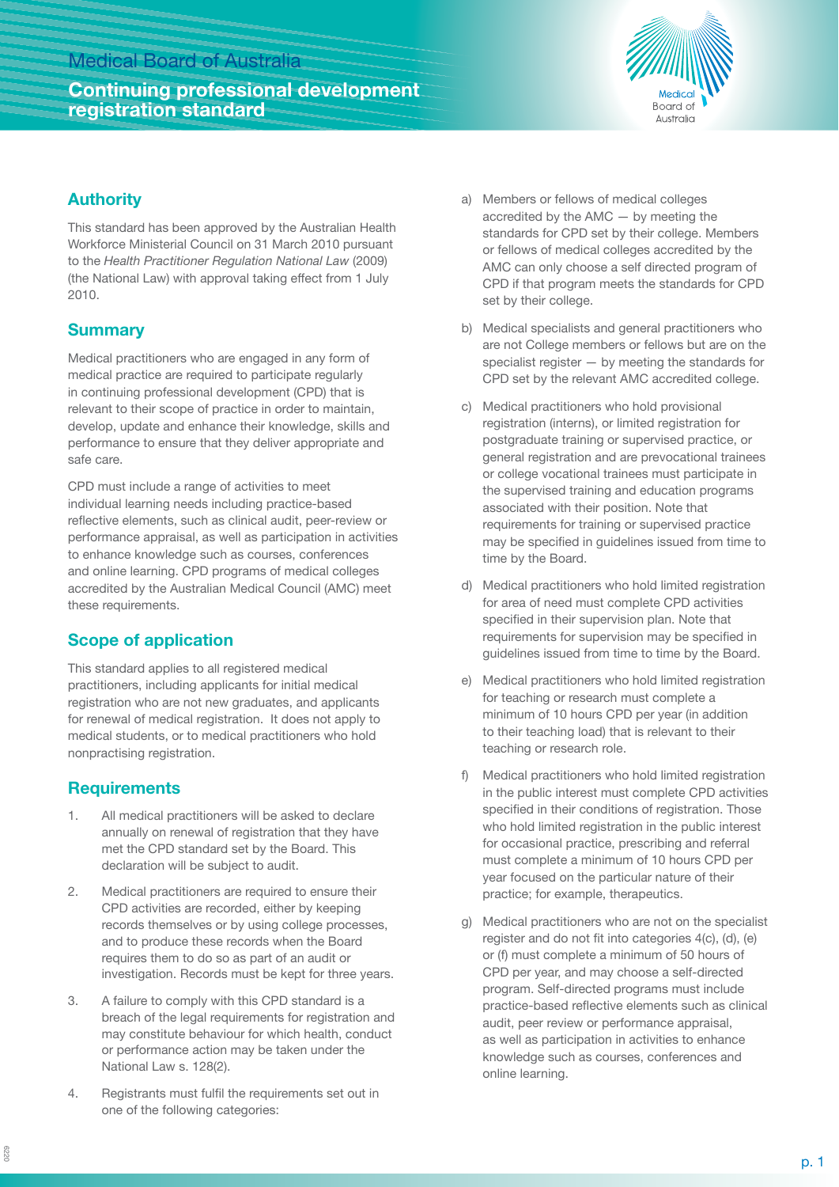# Medical Board of Australia

## Continuing professional development registration standard

## Authority

This standard has been approved by the Australian Health Workforce Ministerial Council on 31 March 2010 pursuant to the *Health Practitioner Regulation National Law* (2009) (the National Law) with approval taking effect from 1 July 2010.

## Summary

Medical practitioners who are engaged in any form of medical practice are required to participate regularly in continuing professional development (CPD) that is relevant to their scope of practice in order to maintain, develop, update and enhance their knowledge, skills and performance to ensure that they deliver appropriate and safe care.

CPD must include a range of activities to meet individual learning needs including practice-based reflective elements, such as clinical audit, peer-review or performance appraisal, as well as participation in activities to enhance knowledge such as courses, conferences and online learning. CPD programs of medical colleges accredited by the Australian Medical Council (AMC) meet these requirements.

## Scope of application

This standard applies to all registered medical practitioners, including applicants for initial medical registration who are not new graduates, and applicants for renewal of medical registration. It does not apply to medical students, or to medical practitioners who hold nonpractising registration.

## Requirements

1. All medical practitioners will be asked to declare annually on renewal of registration that they have met the CPD standard set by the Board. This declaration will be subject to audit.
2. Medical practitioners are required to ensure their CPD activities are recorded, either by keeping records themselves or by using college processes, and to produce these records when the Board requires them to do so as part of an audit or investigation. Records must be kept for three years.
3. A failure to comply with this CPD standard is a breach of the legal requirements for registration and may constitute behaviour for which health, conduct or performance action may be taken under the National Law s. 128(2).
4. Registrants must fulfil the requirements set out in one of the following categories:

   a) Members or fellows of medical colleges accredited by the AMC — by meeting the standards for CPD set by their college. Members or fellows of medical colleges accredited by the AMC can only choose a self directed program of CPD if that program meets the standards for CPD set by their college.

   b) Medical specialists and general practitioners who are not College members or fellows but are on the specialist register — by meeting the standards for CPD set by the relevant AMC accredited college.

   c) Medical practitioners who hold provisional registration (interns), or limited registration for postgraduate training or supervised practice, or general registration and are prevocational trainees or college vocational trainees must participate in the supervised training and education programs associated with their position. Note that requirements for training or supervised practice may be specified in guidelines issued from time to time by the Board.

   d) Medical practitioners who hold limited registration for area of need must complete CPD activities specified in their supervision plan. Note that requirements for supervision may be specified in guidelines issued from time to time by the Board.

   e) Medical practitioners who hold limited registration for teaching or research must complete a minimum of 10 hours CPD per year (in addition to their teaching load) that is relevant to their teaching or research role.

   f) Medical practitioners who hold limited registration in the public interest must complete CPD activities specified in their conditions of registration. Those who hold limited registration in the public interest for occasional practice, prescribing and referral must complete a minimum of 10 hours CPD per year focused on the particular nature of their practice; for example, therapeutics.

   g) Medical practitioners who are not on the specialist register and do not fit into categories 4(c), (d), (e) or (f) must complete a minimum of 50 hours of CPD per year, and may choose a self-directed program. Self-directed programs must include practice-based reflective elements such as clinical audit, peer review or performance appraisal, as well as participation in activities to enhance knowledge such as courses, conferences and online learning.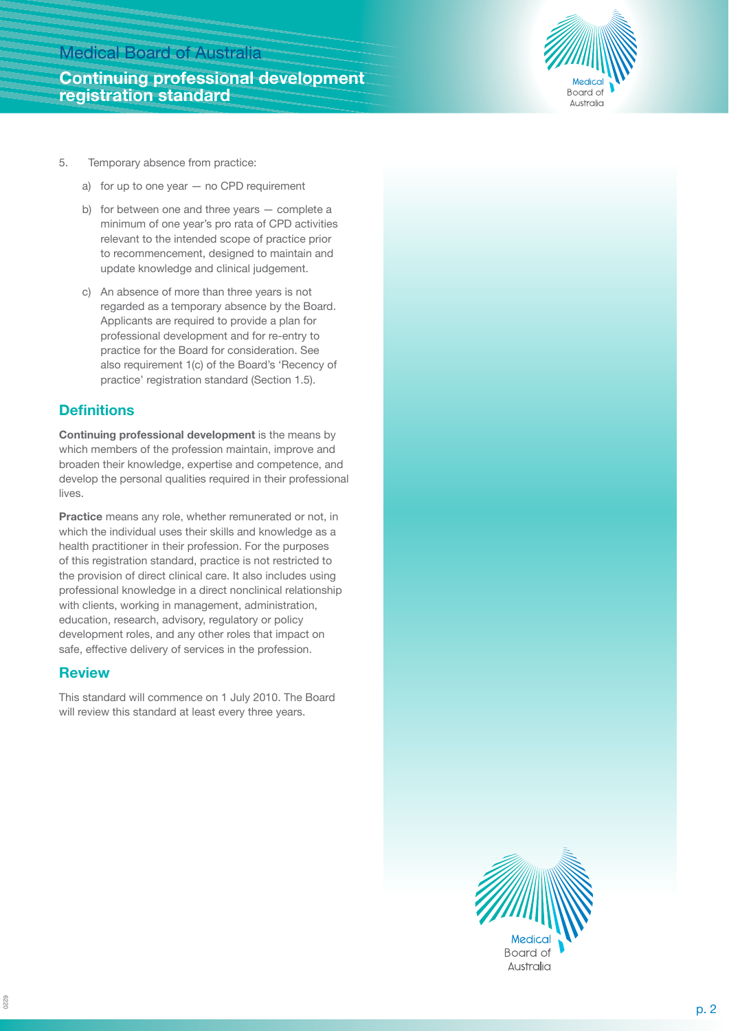5. Temporary absence from practice:

   a) for up to one year — no CPD requirement

   b) for between one and three years — complete a minimum of one year's pro rata of CPD activities relevant to the intended scope of practice prior to recommencement, designed to maintain and update knowledge and clinical judgement.

   c) An absence of more than three years is not regarded as a temporary absence by the Board. Applicants are required to provide a plan for professional development and for re-entry to practice for the Board for consideration. See also requirement 1(c) of the Board's 'Recency of practice' registration standard (Section 1.5).

## Definitions

**Continuing professional development** is the means by which members of the profession maintain, improve and broaden their knowledge, expertise and competence, and develop the personal qualities required in their professional lives.

**Practice** means any role, whether remunerated or not, in which the individual uses their skills and knowledge as a health practitioner in their profession. For the purposes of this registration standard, practice is not restricted to the provision of direct clinical care. It also includes using professional knowledge in a direct nonclinical relationship with clients, working in management, administration, education, research, advisory, regulatory or policy development roles, and any other roles that impact on safe, effective delivery of services in the profession.

## Review

This standard will commence on 1 July 2010. The Board will review this standard at least every three years.